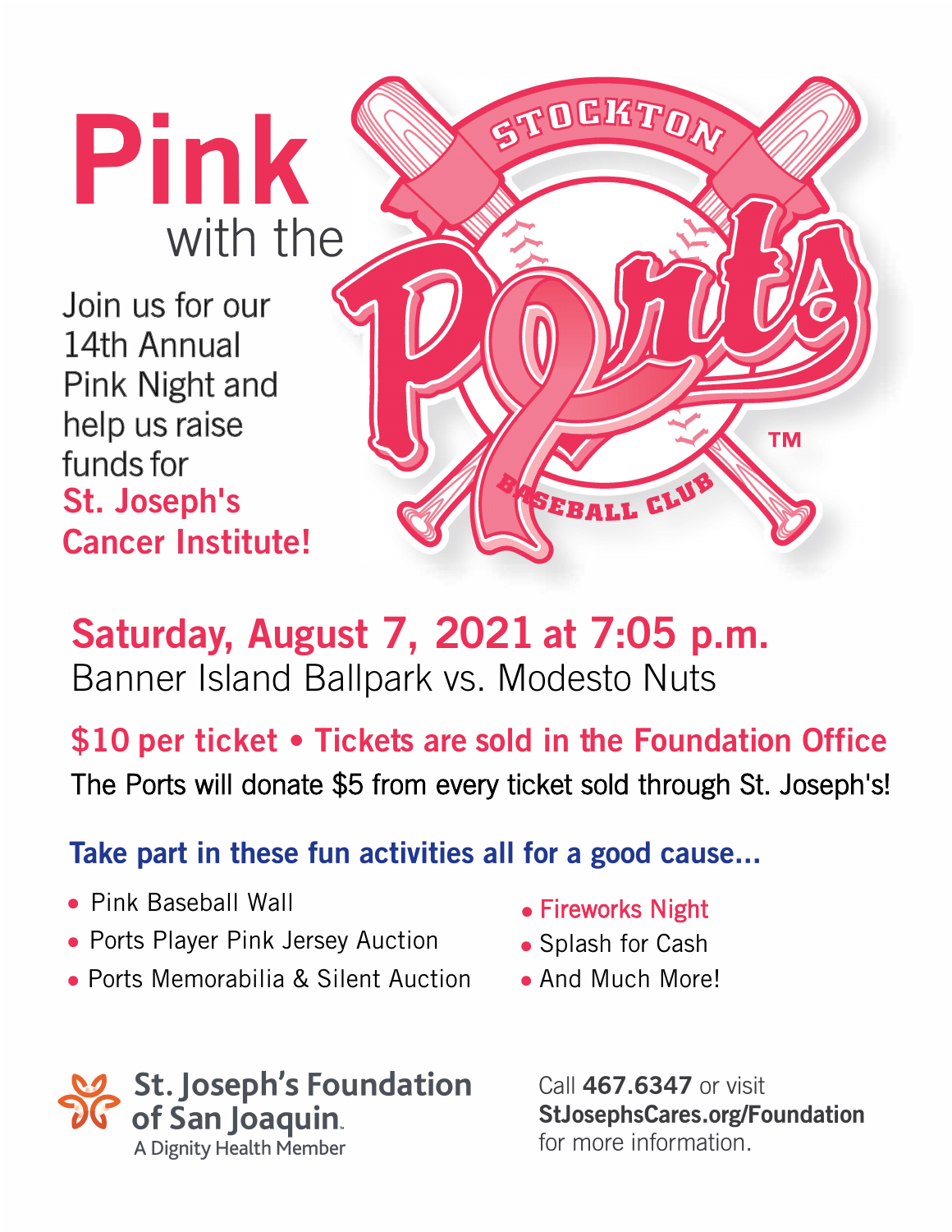# Pink

## with the

Join us for our 14th Annual Pink Night and help us raise funds for **St. Joseph's Cancer Institute!**

STOCKTON Ports BASEBALL CLUB™

## Saturday, August 7, 2021 at 7:05 p.m.

Banner Island Ballpark vs. Modesto Nuts

**$10 per ticket • Tickets are sold in the Foundation Office**

The Ports will donate $5 from every ticket sold through St. Joseph's!

### Take part in these fun activities all for a good cause...

- Pink Baseball Wall
- Ports Player Pink Jersey Auction
- Ports Memorabilia & Silent Auction
- Fireworks Night
- Splash for Cash
- And Much More!

St. Joseph's Foundation of San Joaquin.
A Dignity Health Member

Call **467.6347** or visit **StJosephsCares.org/Foundation** for more information.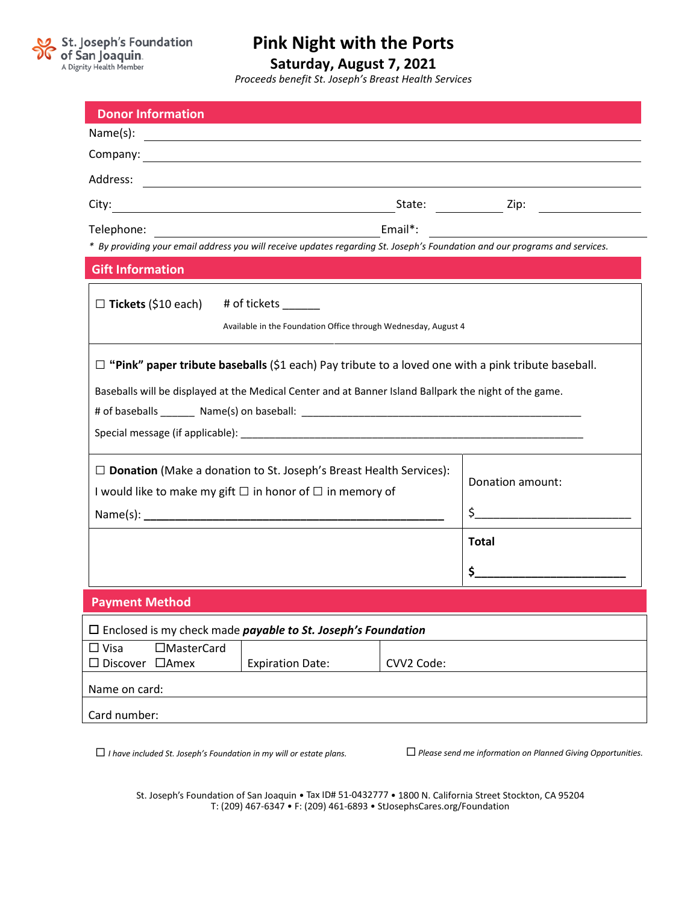St. Joseph's Foundation of San Joaquin
A Dignity Health Member

# Pink Night with the Ports

## Saturday, August 7, 2021

*Proceeds benefit St. Joseph's Breast Health Services*

## Donor Information

Name(s): ______________________________

Company: ______________________________

Address: ______________________________

City: ______________________ State: ________ Zip: ________

Telephone: ______________________ Email*: ______________________

*\* By providing your email address you will receive updates regarding St. Joseph's Foundation and our programs and services.*

## Gift Information

☐ **Tickets** ($10 each) # of tickets ______

Available in the Foundation Office through Wednesday, August 4

☐ **"Pink" paper tribute baseballs** ($1 each) Pay tribute to a loved one with a pink tribute baseball.

Baseballs will be displayed at the Medical Center and at Banner Island Ballpark the night of the game.

\# of baseballs ______ Name(s) on baseball: ____________________________________________________

Special message (if applicable): ________________________________________________________________

☐ **Donation** (Make a donation to St. Joseph's Breast Health Services):

I would like to make my gift ☐ in honor of ☐ in memory of

Name(s): ________________________________________________

Donation amount: $________________________

**Total**

**$________________________**

## Payment Method

☐ Enclosed is my check made ***payable to St. Joseph's Foundation***

| | | |
|---|---|---|
| ☐ Visa ☐MasterCard<br>☐ Discover ☐Amex | Expiration Date: | CVV2 Code: |
| Name on card: | | |
| Card number: | | |

☐ *I have included St. Joseph's Foundation in my will or estate plans.*

☐ *Please send me information on Planned Giving Opportunities.*

St. Joseph's Foundation of San Joaquin • Tax ID# 51-0432777 • 1800 N. California Street Stockton, CA 95204
T: (209) 467-6347 • F: (209) 461-6893 • StJosephsCares.org/Foundation